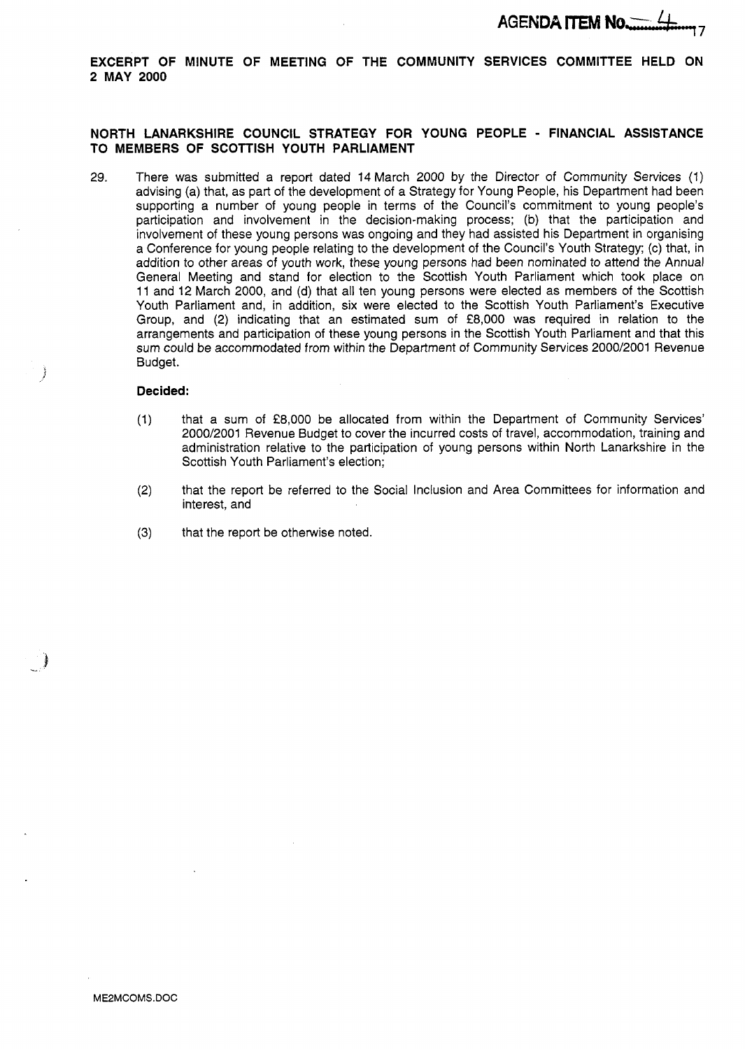AGENDA ITEM No. 4

**EXCERPT OF MINUTE OF MEETING OF THE COMMUNITY SERVICES COMMITTEE HELD ON 2 MAY 2000**

**NORTH LANARKSHIRE COUNCIL STRATEGY FOR YOUNG PEOPLE - FINANCIAL ASSISTANCE TO MEMBERS OF SCOTTISH YOUTH PARLIAMENT**

29. There was submitted a report dated 14 March 2000 by the Director of Community Services (1) advising (a) that, as part of the development of a Strategy for Young People, his Department had been supporting a number of young people in terms of the Council's commitment to young people's participation and involvement in the decision-making process; (b) that the participation and involvement of these young persons was ongoing and they had assisted his Department in organising a Conference for young people relating to the development of the Council's Youth Strategy; (c) that, in addition to other areas of youth work, these young persons had been nominated to attend the Annual General Meeting and stand for election to the Scottish Youth Parliament which took place on 11 and 12 March 2000, and (d) that all ten young persons were elected as members of the Scottish Youth Parliament and, in addition, six were elected to the Scottish Youth Parliament's Executive Group, and (2) indicating that an estimated sum of £8,000 was required in relation to the arrangements and participation of these young persons in the Scottish Youth Parliament and that this sum could be accommodated from within the Department of Community Services 2000/2001 Revenue Budget.

**Decided:**

(1) that a sum of £8,000 be allocated from within the Department of Community Services' 2000/2001 Revenue Budget to cover the incurred costs of travel, accommodation, training and administration relative to the participation of young persons within North Lanarkshire in the Scottish Youth Parliament's election;

(2) that the report be referred to the Social Inclusion and Area Committees for information and interest, and

(3) that the report be otherwise noted.

ME2MCOMS.DOC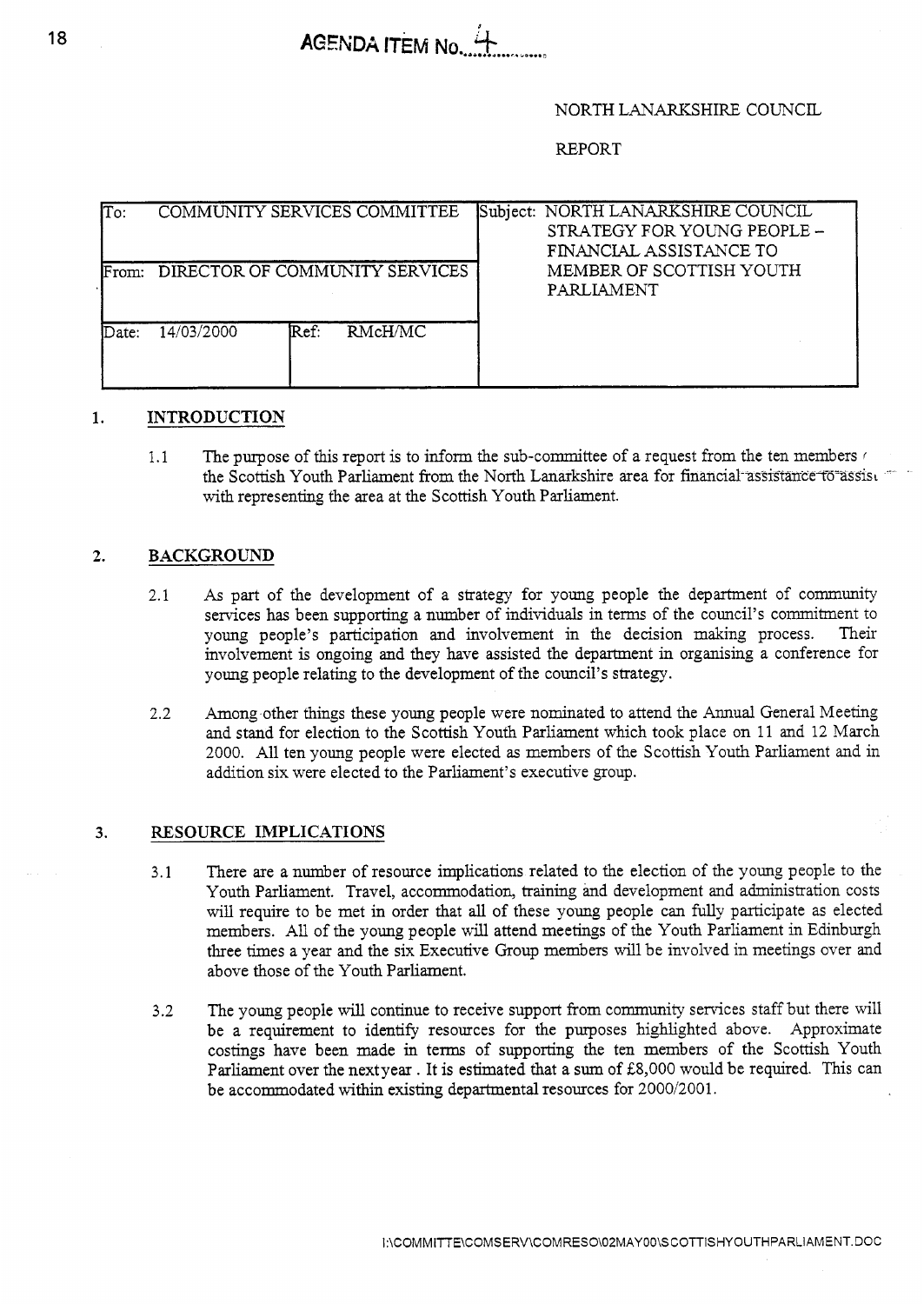AGENDA ITEM No. 4

NORTH LANARKSHIRE COUNCIL

REPORT

| To: COMMUNITY SERVICES COMMITTEE | | Subject: NORTH LANARKSHIRE COUNCIL STRATEGY FOR YOUNG PEOPLE – FINANCIAL ASSISTANCE TO MEMBER OF SCOTTISH YOUTH PARLIAMENT |
|---|---|---|
| From: DIRECTOR OF COMMUNITY SERVICES | | |
| Date: 14/03/2000 | Ref: RMcH/MC | |

## 1. INTRODUCTION

1.1 The purpose of this report is to inform the sub-committee of a request from the ten members of the Scottish Youth Parliament from the North Lanarkshire area for financial assistance to assist with representing the area at the Scottish Youth Parliament.

## 2. BACKGROUND

2.1 As part of the development of a strategy for young people the department of community services has been supporting a number of individuals in terms of the council's commitment to young people's participation and involvement in the decision making process. Their involvement is ongoing and they have assisted the department in organising a conference for young people relating to the development of the council's strategy.

2.2 Among other things these young people were nominated to attend the Annual General Meeting and stand for election to the Scottish Youth Parliament which took place on 11 and 12 March 2000. All ten young people were elected as members of the Scottish Youth Parliament and in addition six were elected to the Parliament's executive group.

## 3. RESOURCE IMPLICATIONS

3.1 There are a number of resource implications related to the election of the young people to the Youth Parliament. Travel, accommodation, training and development and administration costs will require to be met in order that all of these young people can fully participate as elected members. All of the young people will attend meetings of the Youth Parliament in Edinburgh three times a year and the six Executive Group members will be involved in meetings over and above those of the Youth Parliament.

3.2 The young people will continue to receive support from community services staff but there will be a requirement to identify resources for the purposes highlighted above. Approximate costings have been made in terms of supporting the ten members of the Scottish Youth Parliament over the next year. It is estimated that a sum of £8,000 would be required. This can be accommodated within existing departmental resources for 2000/2001.

I:\COMMITTE\COMSERV\COMRESO\02MAY00\SCOTTISHYOUTHPARLIAMENT.DOC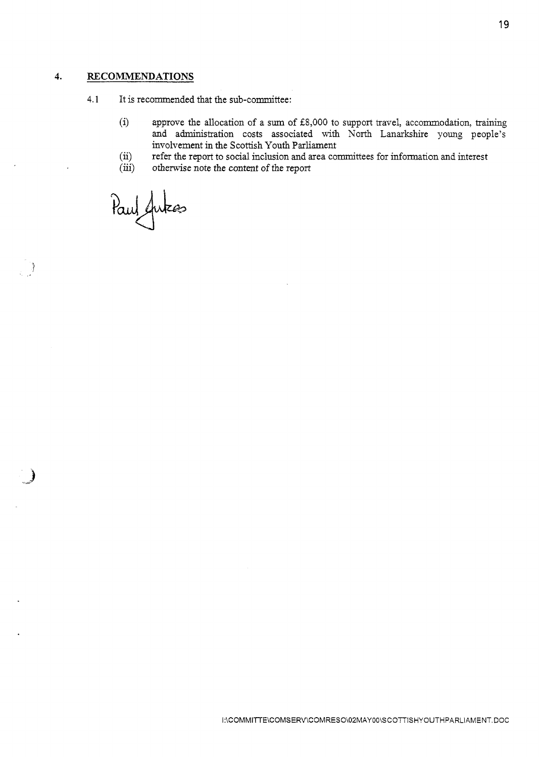## 4. RECOMMENDATIONS

4.1 It is recommended that the sub-committee:

(i) approve the allocation of a sum of £8,000 to support travel, accommodation, training and administration costs associated with North Lanarkshire young people's involvement in the Scottish Youth Parliament

(ii) refer the report to social inclusion and area committees for information and interest

(iii) otherwise note the content of the report

Paul Jukes

I:\COMMITTE\COMSERV\COMRESO\02MAY00\SCOTTISHYOUTHPARLIAMENT.DOC